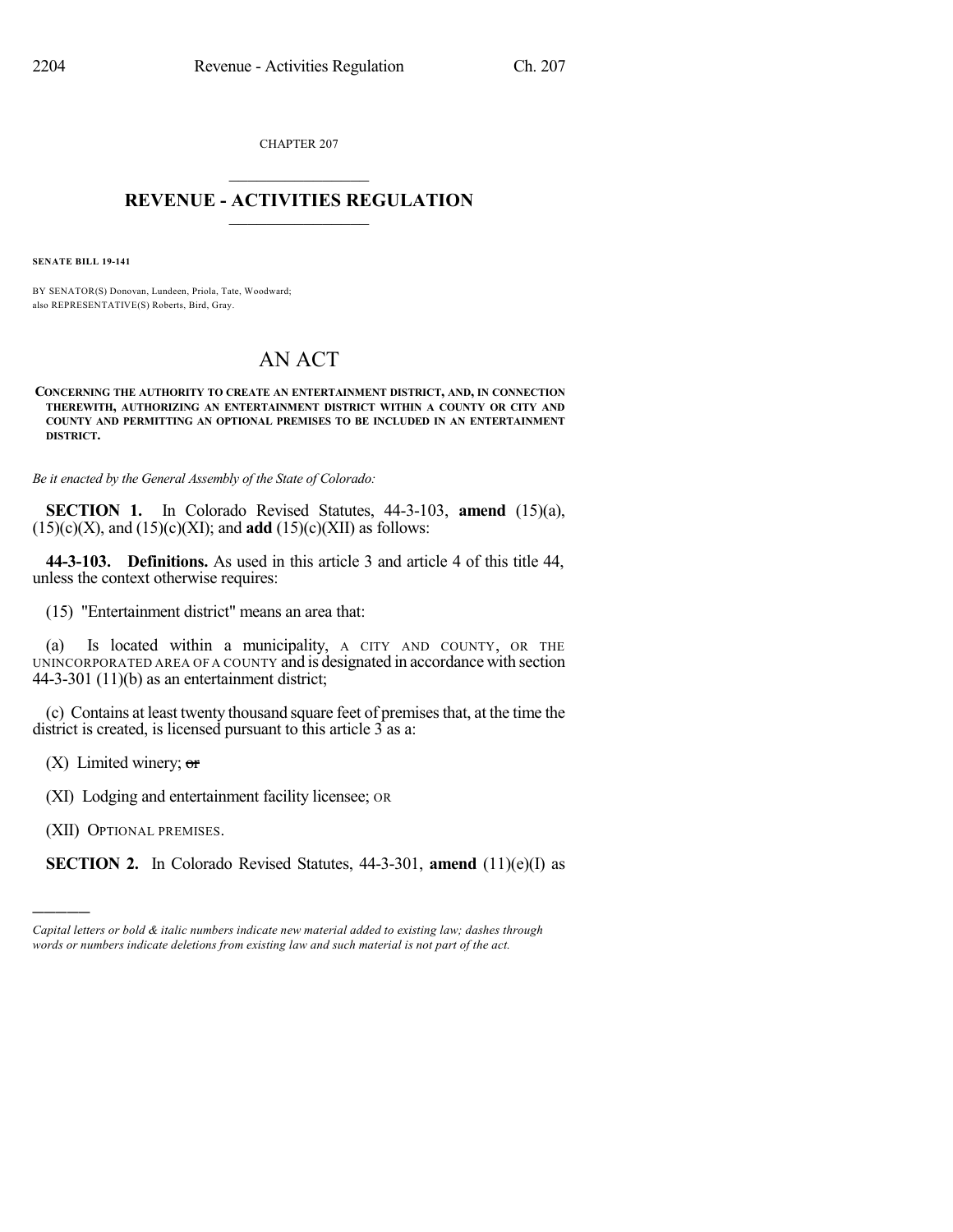CHAPTER 207

# REVENUE - ACTIVITIES REGULATION

**SENATE BILL 19-141**

BY SENATOR(S) Donovan, Lundeen, Priola, Tate, Woodward;
also REPRESENTATIVE(S) Roberts, Bird, Gray.

# AN ACT

**CONCERNING THE AUTHORITY TO CREATE AN ENTERTAINMENT DISTRICT, AND, IN CONNECTION THEREWITH, AUTHORIZING AN ENTERTAINMENT DISTRICT WITHIN A COUNTY OR CITY AND COUNTY AND PERMITTING AN OPTIONAL PREMISES TO BE INCLUDED IN AN ENTERTAINMENT DISTRICT.**

*Be it enacted by the General Assembly of the State of Colorado:*

**SECTION 1.** In Colorado Revised Statutes, 44-3-103, **amend** (15)(a), (15)(c)(X), and (15)(c)(XI); and **add** (15)(c)(XII) as follows:

**44-3-103. Definitions.** As used in this article 3 and article 4 of this title 44, unless the context otherwise requires:

(15) "Entertainment district" means an area that:

(a) Is located within a municipality, A CITY AND COUNTY, OR THE UNINCORPORATED AREA OF A COUNTY and is designated in accordance with section 44-3-301 (11)(b) as an entertainment district;

(c) Contains at least twenty thousand square feet of premises that, at the time the district is created, is licensed pursuant to this article 3 as a:

(X) Limited winery; ~~or~~

(XI) Lodging and entertainment facility licensee; OR

(XII) OPTIONAL PREMISES.

**SECTION 2.** In Colorado Revised Statutes, 44-3-301, **amend** (11)(e)(I) as

---

*Capital letters or bold & italic numbers indicate new material added to existing law; dashes through words or numbers indicate deletions from existing law and such material is not part of the act.*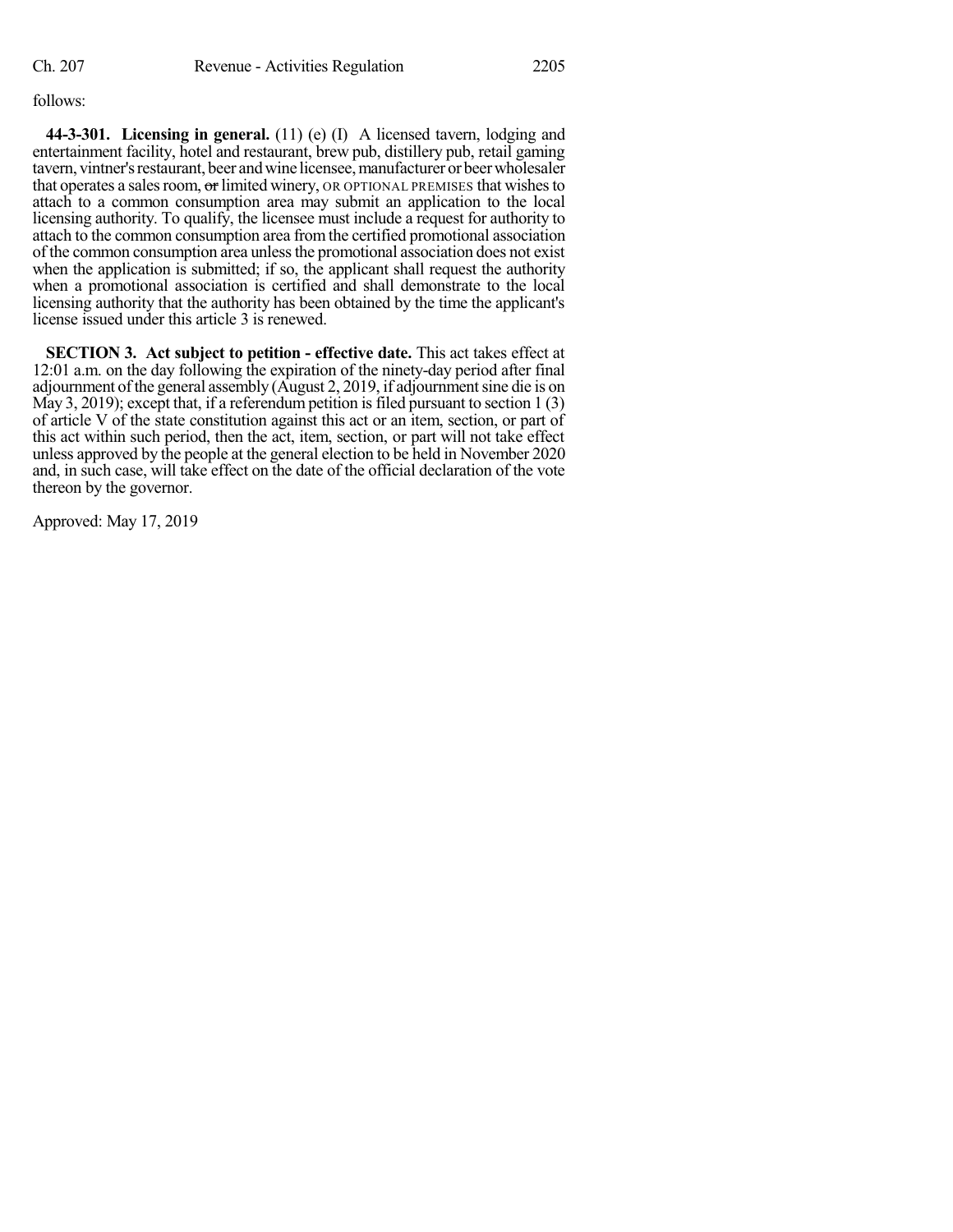follows:

**44-3-301. Licensing in general.** (11) (e) (I) A licensed tavern, lodging and entertainment facility, hotel and restaurant, brew pub, distillery pub, retail gaming tavern, vintner's restaurant, beer and wine licensee, manufacturer or beer wholesaler that operates a sales room, ~~or~~ limited winery, OR OPTIONAL PREMISES that wishes to attach to a common consumption area may submit an application to the local licensing authority. To qualify, the licensee must include a request for authority to attach to the common consumption area from the certified promotional association of the common consumption area unless the promotional association does not exist when the application is submitted; if so, the applicant shall request the authority when a promotional association is certified and shall demonstrate to the local licensing authority that the authority has been obtained by the time the applicant's license issued under this article 3 is renewed.

**SECTION 3. Act subject to petition - effective date.** This act takes effect at 12:01 a.m. on the day following the expiration of the ninety-day period after final adjournment of the general assembly (August 2, 2019, if adjournment sine die is on May 3, 2019); except that, if a referendum petition is filed pursuant to section 1 (3) of article V of the state constitution against this act or an item, section, or part of this act within such period, then the act, item, section, or part will not take effect unless approved by the people at the general election to be held in November 2020 and, in such case, will take effect on the date of the official declaration of the vote thereon by the governor.

Approved: May 17, 2019